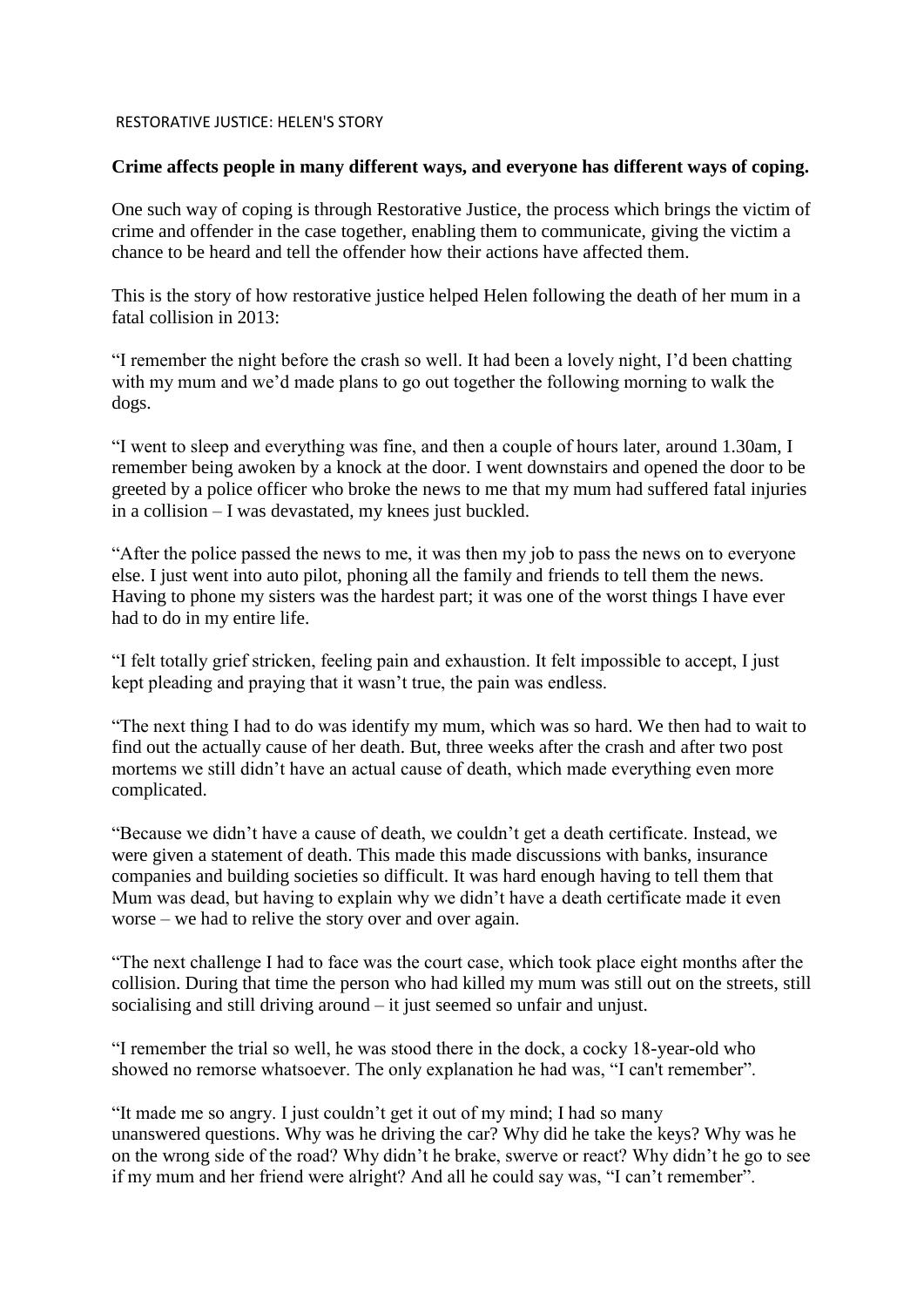# RESTORATIVE JUSTICE: HELEN'S STORY

**Crime affects people in many different ways, and everyone has different ways of coping.**

One such way of coping is through Restorative Justice, the process which brings the victim of crime and offender in the case together, enabling them to communicate, giving the victim a chance to be heard and tell the offender how their actions have affected them.

This is the story of how restorative justice helped Helen following the death of her mum in a fatal collision in 2013:

"I remember the night before the crash so well. It had been a lovely night, I'd been chatting with my mum and we'd made plans to go out together the following morning to walk the dogs.

"I went to sleep and everything was fine, and then a couple of hours later, around 1.30am, I remember being awoken by a knock at the door. I went downstairs and opened the door to be greeted by a police officer who broke the news to me that my mum had suffered fatal injuries in a collision – I was devastated, my knees just buckled.

"After the police passed the news to me, it was then my job to pass the news on to everyone else. I just went into auto pilot, phoning all the family and friends to tell them the news. Having to phone my sisters was the hardest part; it was one of the worst things I have ever had to do in my entire life.

"I felt totally grief stricken, feeling pain and exhaustion. It felt impossible to accept, I just kept pleading and praying that it wasn't true, the pain was endless.

"The next thing I had to do was identify my mum, which was so hard. We then had to wait to find out the actually cause of her death. But, three weeks after the crash and after two post mortems we still didn't have an actual cause of death, which made everything even more complicated.

"Because we didn't have a cause of death, we couldn't get a death certificate. Instead, we were given a statement of death. This made this made discussions with banks, insurance companies and building societies so difficult. It was hard enough having to tell them that Mum was dead, but having to explain why we didn't have a death certificate made it even worse – we had to relive the story over and over again.

"The next challenge I had to face was the court case, which took place eight months after the collision. During that time the person who had killed my mum was still out on the streets, still socialising and still driving around – it just seemed so unfair and unjust.

"I remember the trial so well, he was stood there in the dock, a cocky 18-year-old who showed no remorse whatsoever. The only explanation he had was, "I can't remember".

"It made me so angry. I just couldn't get it out of my mind; I had so many unanswered questions. Why was he driving the car? Why did he take the keys? Why was he on the wrong side of the road? Why didn't he brake, swerve or react? Why didn't he go to see if my mum and her friend were alright? And all he could say was, "I can't remember".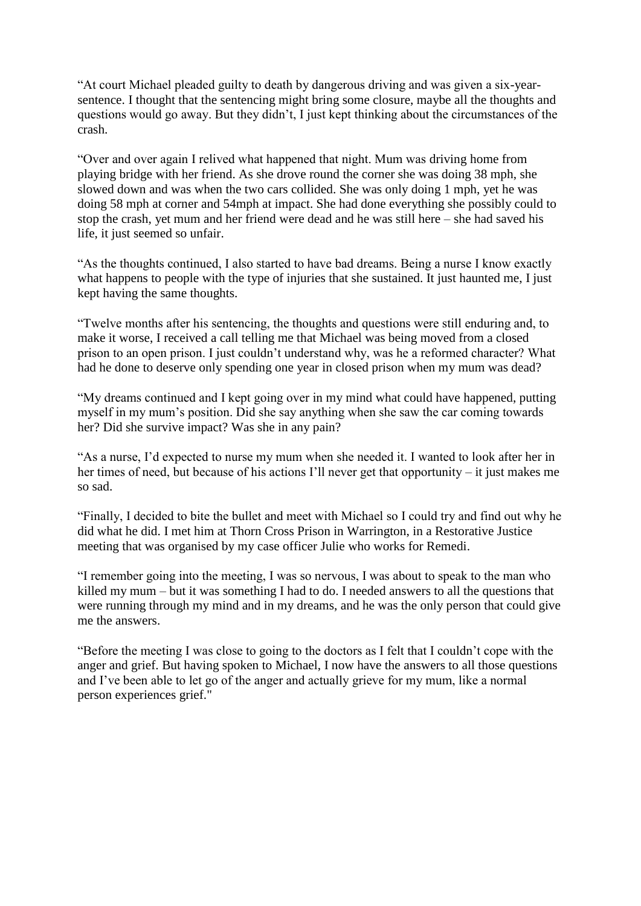“At court Michael pleaded guilty to death by dangerous driving and was given a six-year-sentence. I thought that the sentencing might bring some closure, maybe all the thoughts and questions would go away. But they didn’t, I just kept thinking about the circumstances of the crash.

“Over and over again I relived what happened that night. Mum was driving home from playing bridge with her friend. As she drove round the corner she was doing 38 mph, she slowed down and was when the two cars collided. She was only doing 1 mph, yet he was doing 58 mph at corner and 54mph at impact. She had done everything she possibly could to stop the crash, yet mum and her friend were dead and he was still here – she had saved his life, it just seemed so unfair.

“As the thoughts continued, I also started to have bad dreams. Being a nurse I know exactly what happens to people with the type of injuries that she sustained. It just haunted me, I just kept having the same thoughts.

“Twelve months after his sentencing, the thoughts and questions were still enduring and, to make it worse, I received a call telling me that Michael was being moved from a closed prison to an open prison. I just couldn’t understand why, was he a reformed character? What had he done to deserve only spending one year in closed prison when my mum was dead?

“My dreams continued and I kept going over in my mind what could have happened, putting myself in my mum’s position. Did she say anything when she saw the car coming towards her? Did she survive impact? Was she in any pain?

“As a nurse, I’d expected to nurse my mum when she needed it. I wanted to look after her in her times of need, but because of his actions I’ll never get that opportunity – it just makes me so sad.

“Finally, I decided to bite the bullet and meet with Michael so I could try and find out why he did what he did. I met him at Thorn Cross Prison in Warrington, in a Restorative Justice meeting that was organised by my case officer Julie who works for Remedi.

“I remember going into the meeting, I was so nervous, I was about to speak to the man who killed my mum – but it was something I had to do. I needed answers to all the questions that were running through my mind and in my dreams, and he was the only person that could give me the answers.

“Before the meeting I was close to going to the doctors as I felt that I couldn’t cope with the anger and grief. But having spoken to Michael, I now have the answers to all those questions and I’ve been able to let go of the anger and actually grieve for my mum, like a normal person experiences grief."